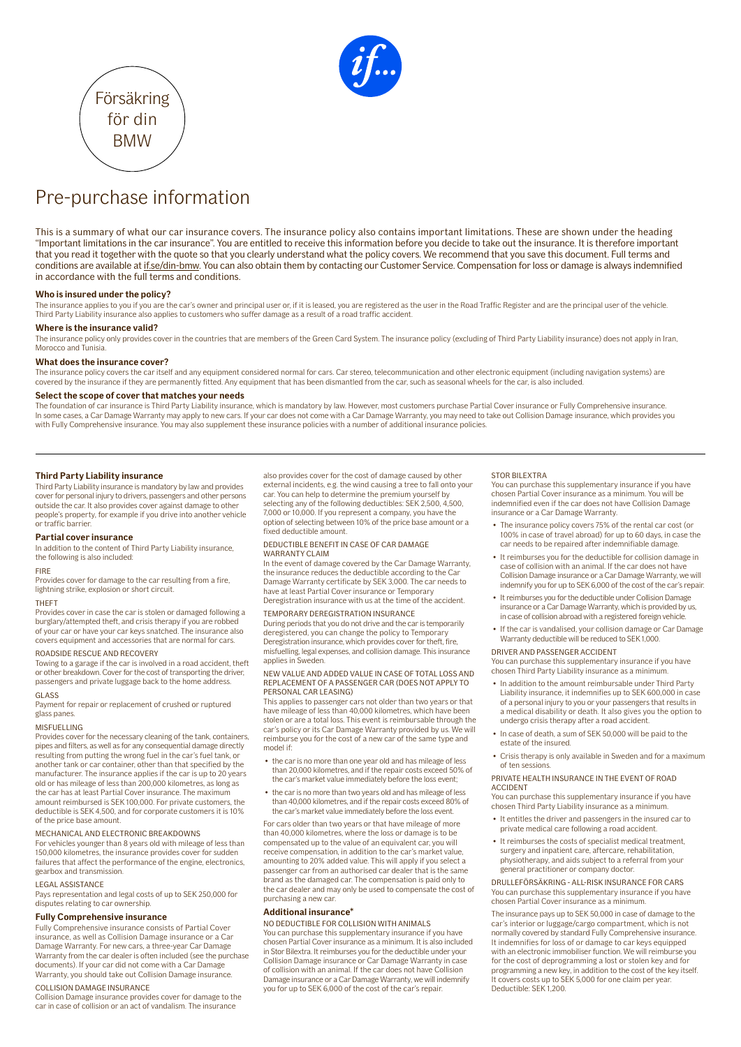Försäkring för din BMW

# Pre-purchase information

This is a summary of what our car insurance covers. The insurance policy also contains important limitations. These are shown under the heading "Important limitations in the car insurance". You are entitled to receive this information before you decide to take out the insurance. It is therefore important that you read it together with the quote so that you clearly understand what the policy covers. We recommend that you save this document. Full terms and conditions are available at if.se/din-bmw. You can also obtain them by contacting our Customer Service. Compensation for loss or damage is always indemnified in accordance with the full terms and conditions.

### Who is insured under the policy?

The insurance applies to you if you are the car's owner and principal user or, if it is leased, you are registered as the user in the Road Traffic Register and are the principal user of the vehicle. Third Party Liability insurance also applies to customers who suffer damage as a result of a road traffic accident.

### Where is the insurance valid?

The insurance policy only provides cover in the countries that are members of the Green Card System. The insurance policy (excluding of Third Party Liability insurance) does not apply in Iran, Morocco and Tunisia.

### What does the insurance cover?

The insurance policy covers the car itself and any equipment considered normal for cars. Car stereo, telecommunication and other electronic equipment (including navigation systems) are covered by the insurance if they are permanently fitted. Any equipment that has been dismantled from the car, such as seasonal wheels for the car, is also included.

### Select the scope of cover that matches your needs

The foundation of car insurance is Third Party Liability insurance, which is mandatory by law. However, most customers purchase Partial Cover insurance or Fully Comprehensive insurance. In some cases, a Car Damage Warranty may apply to new cars. If your car does not come with a Car Damage Warranty, you may need to take out Collision Damage insurance, which provides you with Fully Comprehensive insurance. You may also supplement these insurance policies with a number of additional insurance policies.

---

### Third Party Liability insurance

Third Party Liability insurance is mandatory by law and provides cover for personal injury to drivers, passengers and other persons outside the car. It also provides cover against damage to other people's property, for example if you drive into another vehicle or traffic barrier.

### Partial cover insurance

In addition to the content of Third Party Liability insurance, the following is also included:

FIRE

Provides cover for damage to the car resulting from a fire, lightning strike, explosion or short circuit.

THEFT

Provides cover in case the car is stolen or damaged following a burglary/attempted theft, and crisis therapy if you are robbed of your car or have your car keys snatched. The insurance also covers equipment and accessories that are normal for cars.

ROADSIDE RESCUE AND RECOVERY

Towing to a garage if the car is involved in a road accident, theft or other breakdown. Cover for the cost of transporting the driver, passengers and private luggage back to the home address.

GLASS

Payment for repair or replacement of crushed or ruptured glass panes.

MISFUELLING

Provides cover for the necessary cleaning of the tank, containers, pipes and filters, as well as for any consequential damage directly resulting from putting the wrong fuel in the car's fuel tank, or another tank or car container, other than that specified by the manufacturer. The insurance applies if the car is up to 20 years old or has mileage of less than 200,000 kilometres, as long as the car has at least Partial Cover insurance. The maximum amount reimbursed is SEK 100,000. For private customers, the deductible is SEK 4,500, and for corporate customers it is 10% of the price base amount.

MECHANICAL AND ELECTRONIC BREAKDOWNS

For vehicles younger than 8 years old with mileage of less than 150,000 kilometres, the insurance provides cover for sudden failures that affect the performance of the engine, electronics, gearbox and transmission.

LEGAL ASSISTANCE

Pays representation and legal costs of up to SEK 250,000 for disputes relating to car ownership.

### Fully Comprehensive insurance

Fully Comprehensive insurance consists of Partial Cover insurance, as well as Collision Damage insurance or a Car Damage Warranty. For new cars, a three-year Car Damage Warranty from the car dealer is often included (see the purchase documents). If your car did not come with a Car Damage Warranty, you should take out Collision Damage insurance.

COLLISION DAMAGE INSURANCE

Collision Damage insurance provides cover for damage to the car in case of collision or an act of vandalism. The insurance also provides cover for the cost of damage caused by other external incidents, e.g. the wind causing a tree to fall onto your car. You can help to determine the premium yourself by selecting any of the following deductibles: SEK 2,500, 4,500, 7,000 or 10,000. If you represent a company, you have the option of selecting between 10% of the price base amount or a fixed deductible amount.

DEDUCTIBLE BENEFIT IN CASE OF CAR DAMAGE WARRANTY CLAIM

In the event of damage covered by the Car Damage Warranty, the insurance reduces the deductible according to the Car Damage Warranty certificate by SEK 3,000. The car needs to have at least Partial Cover insurance or Temporary Deregistration insurance with us at the time of the accident.

TEMPORARY DEREGISTRATION INSURANCE

During periods that you do not drive and the car is temporarily deregistered, you can change the policy to Temporary Deregistration insurance, which provides cover for theft, fire, misfuelling, legal expenses, and collision damage. This insurance applies in Sweden.

NEW VALUE AND ADDED VALUE IN CASE OF TOTAL LOSS AND REPLACEMENT OF A PASSENGER CAR (DOES NOT APPLY TO PERSONAL CAR LEASING)

This applies to passenger cars not older than two years or that have mileage of less than 40,000 kilometres, which have been stolen or are a total loss. This event is reimbursable through the car's policy or its Car Damage Warranty provided by us. We will reimburse you for the cost of a new car of the same type and model if:

- the car is no more than one year old and has mileage of less than 20,000 kilometres, and if the repair costs exceed 50% of the car's market value immediately before the loss event;
- the car is no more than two years old and has mileage of less than 40,000 kilometres, and if the repair costs exceed 80% of the car's market value immediately before the loss event.

For cars older than two years or that have mileage of more than 40,000 kilometres, where the loss or damage is to be compensated up to the value of an equivalent car, you will receive compensation, in addition to the car's market value, amounting to 20% added value. This will apply if you select a passenger car from an authorised car dealer that is the same brand as the damaged car. The compensation is paid only to the car dealer and may only be used to compensate the cost of purchasing a new car.

### Additional insurance*

NO DEDUCTIBLE FOR COLLISION WITH ANIMALS

You can purchase this supplementary insurance if you have chosen Partial Cover insurance as a minimum. It is also included in Stor Bilextra. It reimburses you for the deductible under your Collision Damage insurance or Car Damage Warranty in case of collision with an animal. If the car does not have Collision Damage insurance or a Car Damage Warranty, we will indemnify you for up to SEK 6,000 of the cost of the car's repair.

STOR BILEXTRA

You can purchase this supplementary insurance if you have chosen Partial Cover insurance as a minimum. You will be indemnified even if the car does not have Collision Damage insurance or a Car Damage Warranty.

- The insurance policy covers 75% of the rental car cost (or 100% in case of travel abroad) for up to 60 days, in case the car needs to be repaired after indemnifiable damage.
- It reimburses you for the deductible for collision damage in case of collision with an animal. If the car does not have Collision Damage insurance or a Car Damage Warranty, we will indemnify you for up to SEK 6,000 of the cost of the car's repair.
- It reimburses you for the deductible under Collision Damage insurance or a Car Damage Warranty, which is provided by us, in case of collision abroad with a registered foreign vehicle.
- If the car is vandalised, your collision damage or Car Damage Warranty deductible will be reduced to SEK 1,000.

DRIVER AND PASSENGER ACCIDENT

You can purchase this supplementary insurance if you have chosen Third Party Liability insurance as a minimum.

- In addition to the amount reimbursable under Third Party Liability insurance, it indemnifies up to SEK 600,000 in case of a personal injury to you or your passengers that results in a medical disability or death. It also gives you the option to undergo crisis therapy after a road accident.
- In case of death, a sum of SEK 50,000 will be paid to the estate of the insured.
- Crisis therapy is only available in Sweden and for a maximum of ten sessions.

PRIVATE HEALTH INSURANCE IN THE EVENT OF ROAD ACCIDENT

You can purchase this supplementary insurance if you have chosen Third Party Liability insurance as a minimum.

- It entitles the driver and passengers in the insured car to private medical care following a road accident.
- It reimburses the costs of specialist medical treatment, surgery and inpatient care, aftercare, rehabilitation, physiotherapy, and aids subject to a referral from your general practitioner or company doctor.

DRULLEFÖRSÄKRING - ALL-RISK INSURANCE FOR CARS

You can purchase this supplementary insurance if you have chosen Partial Cover insurance as a minimum.

The insurance pays up to SEK 50,000 in case of damage to the car's interior or luggage/cargo compartment, which is not normally covered by standard Fully Comprehensive insurance. It indemnifies for loss of or damage to car keys equipped with an electronic immobiliser function. We will reimburse you for the cost of deprogramming a lost or stolen key and for programming a new key, in addition to the cost of the key itself. It covers costs up to SEK 5,000 for one claim per year. Deductible: SEK 1,200.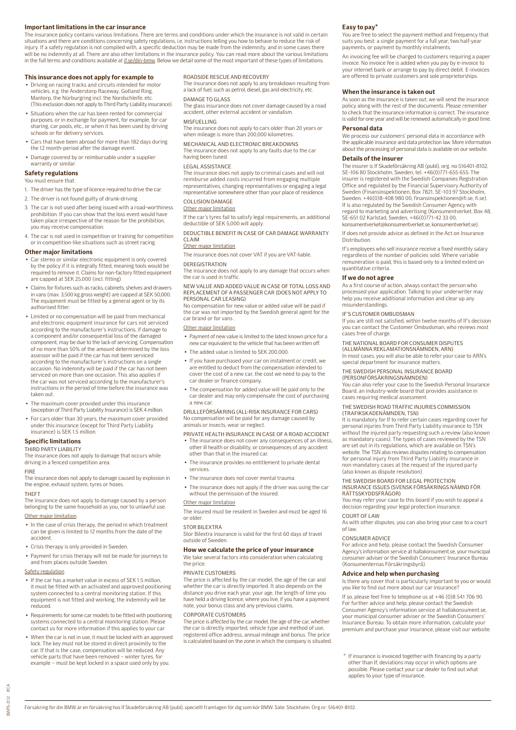## Important limitations in the car insurance

The insurance policy contains various limitations. There are terms and conditions under which the insurance is not valid in certain situations and there are conditions concerning safety regulations, i.e. instructions telling you how to behave to reduce the risk of injury. If a safety regulation is not complied with, a specific deduction may be made from the indemnity, and in some cases there will be no indemnity at all. There are also other limitations in the insurance policy. You can read more about the various limitations in the full terms and conditions available at if.se/din-bmw. Below we detail some of the most important of these types of limitations.

### This insurance does not apply for example to

- Driving on racing tracks and circuits intended for motor vehicles, e.g. the Anderstorp Raceway, Gotland Ring, Mantorp, the Nürburgring incl. the Nordschleife, etc. (This exclusion does not apply to Third Party Liability insurance).
- Situations when the car has been rented for commercial purposes, or in exchange for payment, for example, for car sharing, car pools, etc., or when it has been used by driving schools or for delivery services.
- Cars that have been abroad for more than 182 days during the 12 month-period after the damage event.
- Damage covered by or reimbursable under a supplier warranty or similar.

### Safety regulations

You must ensure that:

1. The driver has the type of licence required to drive the car.
2. The driver is not found guilty of drunk-driving.
3. The car is not used after being issued with a road-worthiness prohibition. If you can show that the loss event would have taken place irrespective of the reason for the prohibition, you may receive compensation.
4. The car is not used in competition or training for competition or in competition-like situations such as street racing.

### Other major limitations

- Car stereo or similar electronic equipment is only covered by the policy if it is integrally fitted, meaning tools would be required to remove it. Claims for non-factory fitted equipment are capped at SEK 25,000 (incl. fitting).
- Claims for fixtures such as racks, cabinets, shelves and drawers in vans (max. 3,500 kg gross weight) are capped at SEK 50,000. The equipment must be fitted by a general agent or by its authorised fitter.
- Limited or no compensation will be paid from mechanical and electronic equipment insurance for cars not serviced according to the manufacturer's instructions, if damage to a component and/or consequential loss of the damaged component, may be due to the lack of servicing. Compensation of no more than 50% of the amount determined by the loss assessor will be paid if the car has not been serviced according to the manufacturer's instructions on a single occasion. No indemnity will be paid if the car has not been serviced on more than one occasion. This also applies if the car was not serviced according to the manufacturer's instructions in the period of time before the insurance was taken out.
- The maximum cover provided under this insurance (exception of Third Party Liability Insurance) is SEK 4 million.
- For cars older than 30 years, the maximum cover provided under this insurance (except for Third Party Liability insurance) is SEK 1.5 million.

### Specific limitations

THIRD PARTY LIABILITY

The insurance does not apply to damage that occurs while driving in a fenced competition area.

FIRE

The insurance does not apply to damage caused by explosion in the engine, exhaust system, tyres or hoses.

THEFT

The insurance does not apply to damage caused by a person belonging to the same household as you, nor to unlawful use.

Other major limitation

- In the case of crisis therapy, the period in which treatment can be given is limited to 12 months from the date of the accident.
- Crisis therapy is only provided in Sweden.
- Payment for crisis therapy will not be made for journeys to and from places outside Sweden.

Safety regulation

- If the car has a market value in excess of SEK 1.5 million, it must be fitted with an activated and approved positioning system connected to a central monitoring station. If this equipment is not fitted and working, the indemnity will be reduced.
- Requirements for some car models to be fitted with positioning systems connected to a central monitoring station. Please contact us for more information if this applies to your car.
- When the car is not in use, it must be locked with an approved lock. The key must not be stored in direct proximity to the car. If that is the case, compensation will be reduced. Any vehicle parts that have been removed – winter tyres, for example – must be kept locked in a space used only by you.

ROADSIDE RESCUE AND RECOVERY

The insurance does not apply to any breakdown resulting from a lack of fuel, such as petrol, diesel, gas and electricity, etc.

DAMAGE TO GLASS

The glass insurance does not cover damage caused by a road accident, other external accident or vandalism.

MISFUELLING

The insurance does not apply to cars older than 20 years or when mileage is more than 200,000 kilometres.

MECHANICAL AND ELECTRONIC BREAKDOWNS

The insurance does not apply to any faults due to the car having been tuned.

LEGAL ASSISTANCE

The insurance does not apply to criminal cases and will not reimburse added costs incurred from engaging multiple representatives, changing representatives or engaging a legal representative somewhere other than your place of residence.

COLLISION DAMAGE

Other major limitation

If the car's tyres fail to satisfy legal requirements, an additional deductible of SEK 5,000 will apply.

DEDUCTIBLE BENEFIT IN CASE OF CAR DAMAGE WARRANTY CLAIM

Other major limitation

The insurance does not cover VAT if you are VAT-liable.

DEREGISTRATION

The insurance does not apply to any damage that occurs when the car is used in traffic.

NEW VALUE AND ADDED VALUE IN CASE OF TOTAL LOSS AND REPLACEMENT OF A PASSENGER CAR (DOES NOT APPLY TO PERSONAL CAR LEASING)

No compensation for new value or added value will be paid if the car was not imported by the Swedish general agent for the car brand or for vans .

Other major limitation

- Payment of new value is limited to the latest known price for a new car equivalent to the vehicle that has been written off.
- The added value is limited to SEK 200,000.
- If you have purchased your car on instalment or credit, we are entitled to deduct from the compensation intended to cover the cost of a new car, the cost we need to pay to the car dealer or finance company.
- The compensation for added value will be paid only to the car dealer and may only compensate the cost of purchasing a new car.

DRULLEFÖRSÄKRING (ALL-RISK INSURANCE FOR CARS)

No compensation will be paid for any damage caused by animals or insects, wear or neglect.

PRIVATE HEALTH INSURANCE IN CASE OF A ROAD ACCIDENT

- The insurance does not cover any consequences of an illness, other ill health or disability, or consequences of any accident other than that in the insured car.
- The insurance provides no entitlement to private dental services.
- The insurance does not cover mental trauma.
- The insurance does not apply if the driver was using the car without the permission of the insured.

Other major limitation

The insured must be resident in Sweden and must be aged 16 or older.

STOR BILEXTRA

Stor Bilextra insurance is valid for the first 60 days of travel outside of Sweden.

### How we calculate the price of your insurance

We take several factors into consideration when calculating the price.

PRIVATE CUSTOMERS

The price is affected by the car model, the age of the car and whether the car is directly imported. It also depends on the distance you drive each year, your age, the length of time you have held a driving licence, where you live, if you have a payment note, your bonus class and any previous claims.

CORPORATE CUSTOMERS

The price is affected by the car model, the age of the car, whether the car is directly imported, vehicle type and method of use, registered office address, annual mileage and bonus. The price is calculated based on the zone in which the company is situated.

### Easy to pay*

You are free to select the payment method and frequency that suits you best: a single payment for a full year, two half-year payments, or payment by monthly instalments.

An invoicing fee will be charged to customers requiring a paper invoice. No invoice fee is added when you pay by e-invoice to your internet bank or arrange to pay by direct debit. E-invoices are offered to private customers and sole proprietorships.

### When the insurance is taken out

As soon as the insurance is taken out, we will send the insurance policy along with the rest of the documents. Please remember to check that the insurance information is correct. The insurance is valid for one year and will be renewed automatically in good time.

### Personal data

We process our customers' personal data in accordance with the applicable insurance and data protection law. More information about the processing of personal data is available on our website.

### Details of the insurer

The insurer is If Skadeförsäkring AB (publ), org. no 516401-8102, SE-106 80 Stockholm, Sweden, tel. +46(0)771-655 655. The insurer is registered with the Swedish Companies Registration Office and regulated by the Financial Supervisory Authority of Sweden (Finansinspektionen, Box 7821, SE-103 97 Stockholm, Sweden, +46(0)8-408 980 00, finansinspektionen@fi.se, fi.se). If is also regulated by the Swedish Consumer Agency with regard to marketing and advertising (Konsumentverket, Box 48, SE-651 02 Karlstad, Sweden, +46(0)771-42 33 00, konsumentverket@konsumentverket.se, konsumentverket.se).

If does not provide advice as defined in the Act on Insurance Distribution.

If's employees who sell insurance receive a fixed monthly salary regardless of the number of policies sold. Where variable remuneration is paid, this is based only to a limited extent on quantitative criteria.

### If we do not agree

As a first course of action, always contact the person who processed your application. Talking to your underwriter may help you receive additional information and clear up any misunderstandings.

IF'S CUSTOMER OMBUDSMAN

If you are still not satisfied, within twelve months of If's decision you can contact the Customer Ombudsman, who reviews most cases free of charge.

THE NATIONAL BOARD FOR CONSUMER DISPUTES (ALLMÄNNA REKLAMATIONSNÄMNDEN, ARN)

In most cases, you will also be able to refer your case to ARN's special department for insurance matters.

THE SWEDISH PERSONAL INSURANCE BOARD (PERSONFÖRSÄKRINGSNÄMNDEN)

You can also refer your case to the Swedish Personal Insurance Board, an industry-wide board that provides assistance in cases requiring medical assessment.

THE SWEDISH ROAD TRAFFIC INJURIES COMMISSION (TRAFIKSKADENÄMNDEN, TSN)

It is mandatory for If to refer certain cases regarding cover for personal injuries from Third Party Liability insurance to TSN without the injured party requesting such a review (also known as mandatory cases). The types of cases reviewed by the TSN are set out in its regulations, which are available on TSN's website. The TSN also reviews disputes relating to compensation for personal injury from Third Party Liability insurance in non-mandatory cases at the request of the injured party (also known as dispute resolution).

THE SWEDISH BOARD FOR LEGAL PROTECTION INSURANCE ISSUES (SVENSK FÖRSÄKRINGS NÄMND FÖR RÄTTSSKYDDSFRÅGOR)

You may refer your case to this board if you wish to appeal a decision regarding your legal protection insurance.

COURT OF LAW

As with other disputes, you can also bring your case to a court of law.

CONSUMER ADVICE

For advice and help, please contact the Swedish Consumer Agency's information service at hallakonsument.se, your municipal consumer adviser or the Swedish Consumers' Insurance Bureau (Konsumenternas Försäkringsbyrå).

### Advice and help when purchasing

Is there any cover that is particularly important to you or would you like to find out more about our car insurance?

If so, please feel free to telephone us at +46 (0)8 541 706 90. For further advice and help, please contact the Swedish Consumer Agency's information service at hallakonsument.se, your municipal consumer adviser or the Swedish Consumers' Insurance Bureau. To obtain more information, calculate your premium and purchase your insurance, please visit our website.

\* If insurance is invoiced together with financing by a party other than If, deviations may occur in which options are possible. Please contact your car dealer to find out what applies to your type of insurance.

Försäkring för din BMW är en försäkring hos If Skadeförsäkring AB (publ), speciellt framtagen för dig som kör BMW. Säte: Stockholm. Org.nr: 516401-8102.

BWFS-2112 IfCA